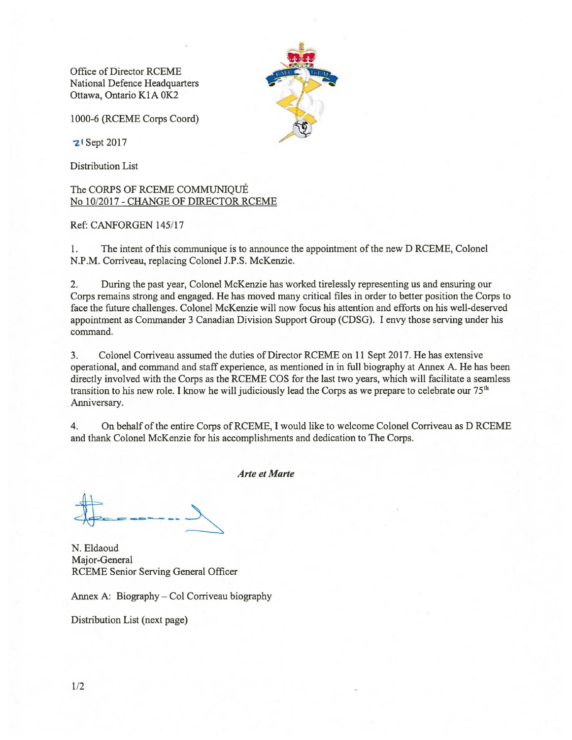Office of Director RCEME
National Defence Headquarters
Ottawa, Ontario K1A 0K2

1000-6 (RCEME Corps Coord)

21 Sept 2017

Distribution List

The CORPS OF RCEME COMMUNIQUÉ
<u>No 10/2017 - CHANGE OF DIRECTOR RCEME</u>

Ref: CANFORGEN 145/17

1. The intent of this communique is to announce the appointment of the new D RCEME, Colonel N.P.M. Corriveau, replacing Colonel J.P.S. McKenzie.

2. During the past year, Colonel McKenzie has worked tirelessly representing us and ensuring our Corps remains strong and engaged. He has moved many critical files in order to better position the Corps to face the future challenges. Colonel McKenzie will now focus his attention and efforts on his well-deserved appointment as Commander 3 Canadian Division Support Group (CDSG). I envy those serving under his command.

3. Colonel Corriveau assumed the duties of Director RCEME on 11 Sept 2017. He has extensive operational, and command and staff experience, as mentioned in in full biography at Annex A. He has been directly involved with the Corps as the RCEME COS for the last two years, which will facilitate a seamless transition to his new role. I know he will judiciously lead the Corps as we prepare to celebrate our 75th Anniversary.

4. On behalf of the entire Corps of RCEME, I would like to welcome Colonel Corriveau as D RCEME and thank Colonel McKenzie for his accomplishments and dedication to The Corps.

***Arte et Marte***

N. Eldaoud
Major-General
RCEME Senior Serving General Officer

Annex A: Biography – Col Corriveau biography

Distribution List (next page)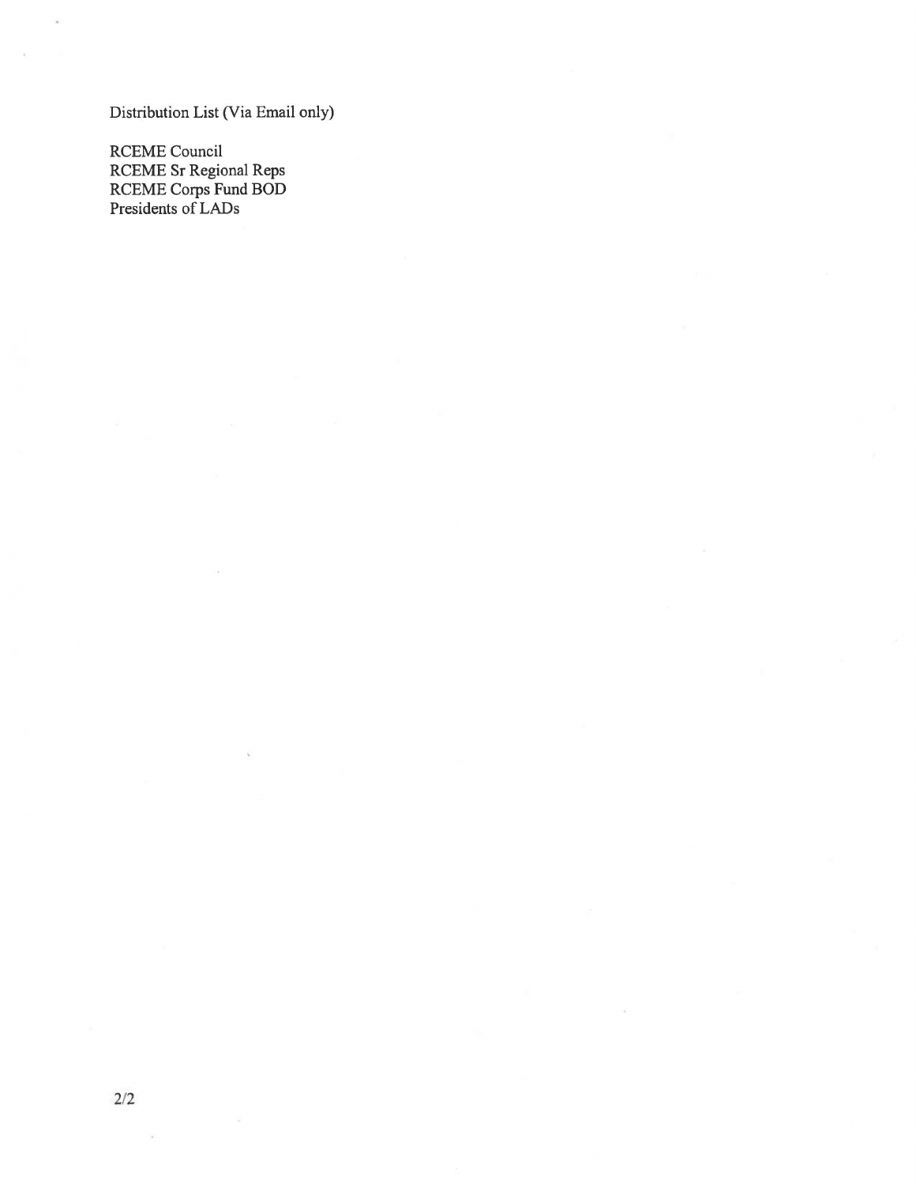Distribution List (Via Email only)

RCEME Council
RCEME Sr Regional Reps
RCEME Corps Fund BOD
Presidents of LADs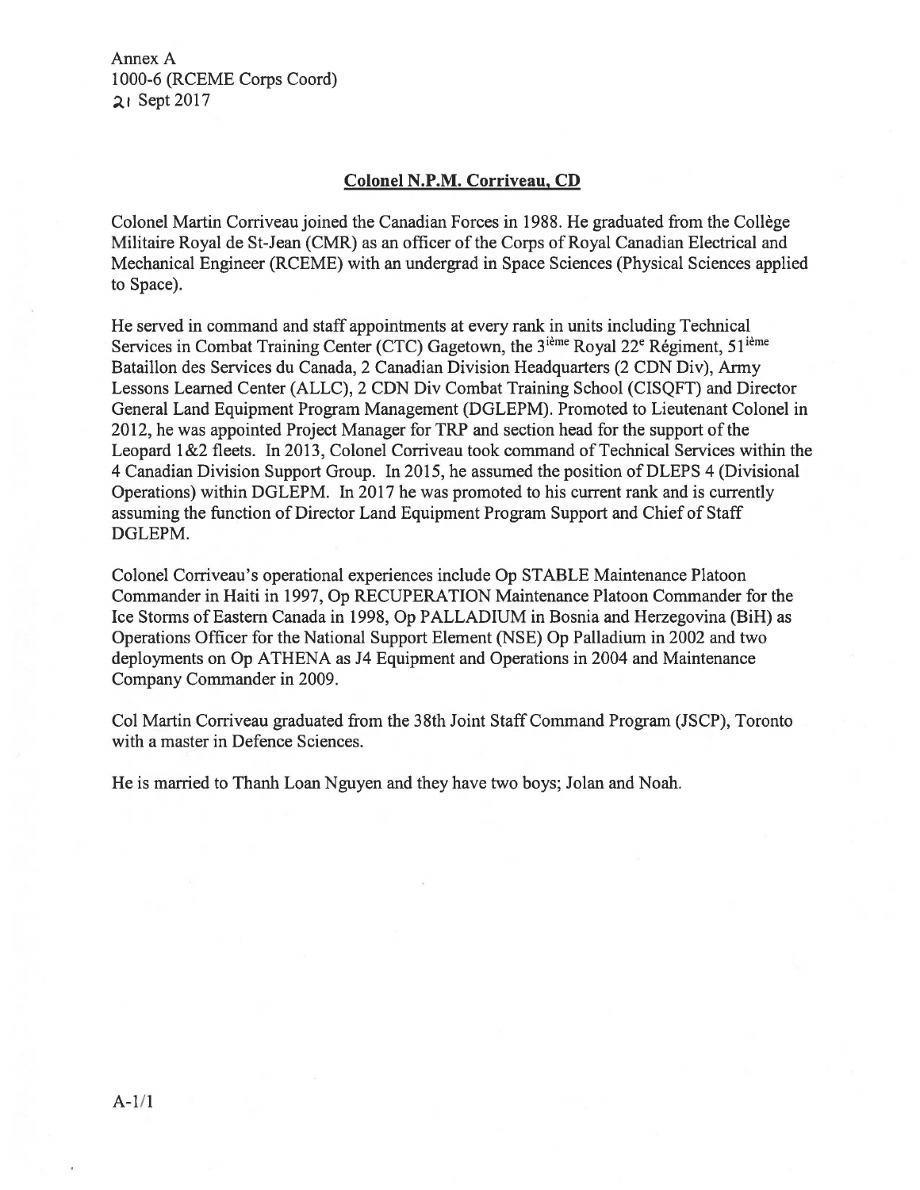Annex A
1000-6 (RCEME Corps Coord)
21 Sept 2017

## Colonel N.P.M. Corriveau, CD

Colonel Martin Corriveau joined the Canadian Forces in 1988. He graduated from the Collège Militaire Royal de St-Jean (CMR) as an officer of the Corps of Royal Canadian Electrical and Mechanical Engineer (RCEME) with an undergrad in Space Sciences (Physical Sciences applied to Space).

He served in command and staff appointments at every rank in units including Technical Services in Combat Training Center (CTC) Gagetown, the 3ième Royal 22e Régiment, 51ième Bataillon des Services du Canada, 2 Canadian Division Headquarters (2 CDN Div), Army Lessons Learned Center (ALLC), 2 CDN Div Combat Training School (CISQFT) and Director General Land Equipment Program Management (DGLEPM). Promoted to Lieutenant Colonel in 2012, he was appointed Project Manager for TRP and section head for the support of the Leopard 1&2 fleets. In 2013, Colonel Corriveau took command of Technical Services within the 4 Canadian Division Support Group. In 2015, he assumed the position of DLEPS 4 (Divisional Operations) within DGLEPM. In 2017 he was promoted to his current rank and is currently assuming the function of Director Land Equipment Program Support and Chief of Staff DGLEPM.

Colonel Corriveau's operational experiences include Op STABLE Maintenance Platoon Commander in Haiti in 1997, Op RECUPERATION Maintenance Platoon Commander for the Ice Storms of Eastern Canada in 1998, Op PALLADIUM in Bosnia and Herzegovina (BiH) as Operations Officer for the National Support Element (NSE) Op Palladium in 2002 and two deployments on Op ATHENA as J4 Equipment and Operations in 2004 and Maintenance Company Commander in 2009.

Col Martin Corriveau graduated from the 38th Joint Staff Command Program (JSCP), Toronto with a master in Defence Sciences.

He is married to Thanh Loan Nguyen and they have two boys; Jolan and Noah.

A-1/1